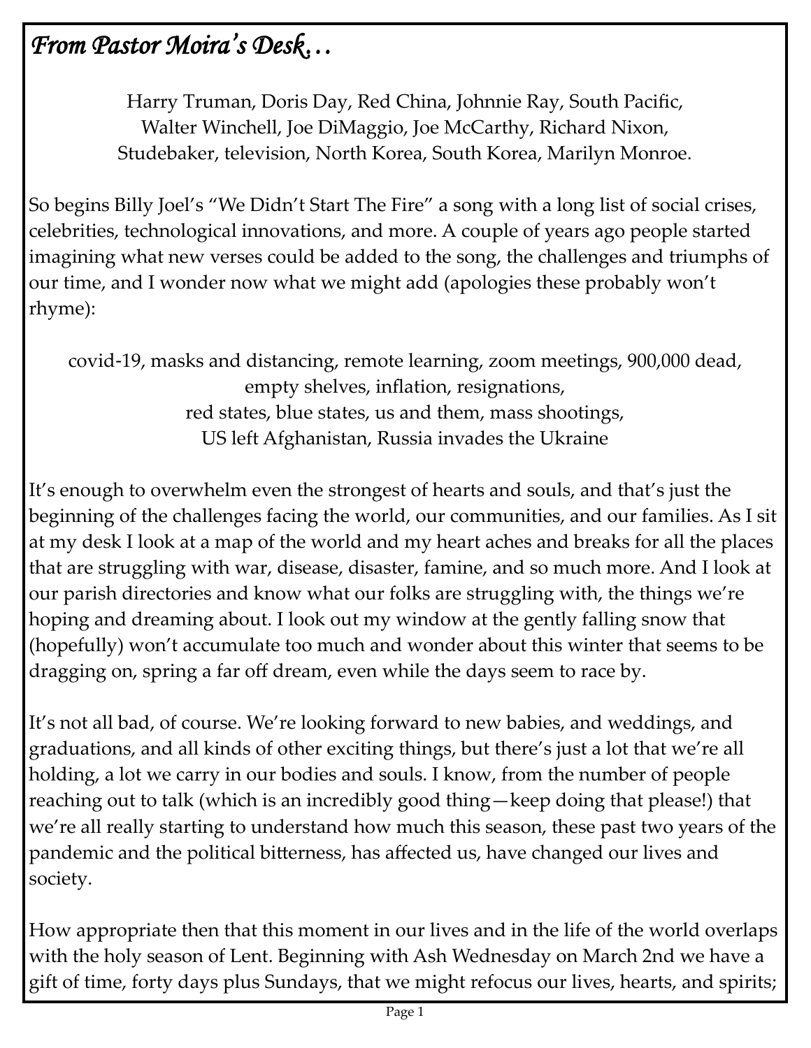## *From Pastor Moira's Desk…*

Harry Truman, Doris Day, Red China, Johnnie Ray, South Pacific,
Walter Winchell, Joe DiMaggio, Joe McCarthy, Richard Nixon,
Studebaker, television, North Korea, South Korea, Marilyn Monroe.

So begins Billy Joel's "We Didn't Start The Fire" a song with a long list of social crises, celebrities, technological innovations, and more. A couple of years ago people started imagining what new verses could be added to the song, the challenges and triumphs of our time, and I wonder now what we might add (apologies these probably won't rhyme):

covid-19, masks and distancing, remote learning, zoom meetings, 900,000 dead,
empty shelves, inflation, resignations,
red states, blue states, us and them, mass shootings,
US left Afghanistan, Russia invades the Ukraine

It's enough to overwhelm even the strongest of hearts and souls, and that's just the beginning of the challenges facing the world, our communities, and our families. As I sit at my desk I look at a map of the world and my heart aches and breaks for all the places that are struggling with war, disease, disaster, famine, and so much more. And I look at our parish directories and know what our folks are struggling with, the things we're hoping and dreaming about. I look out my window at the gently falling snow that (hopefully) won't accumulate too much and wonder about this winter that seems to be dragging on, spring a far off dream, even while the days seem to race by.

It's not all bad, of course. We're looking forward to new babies, and weddings, and graduations, and all kinds of other exciting things, but there's just a lot that we're all holding, a lot we carry in our bodies and souls. I know, from the number of people reaching out to talk (which is an incredibly good thing—keep doing that please!) that we're all really starting to understand how much this season, these past two years of the pandemic and the political bitterness, has affected us, have changed our lives and society.

How appropriate then that this moment in our lives and in the life of the world overlaps with the holy season of Lent. Beginning with Ash Wednesday on March 2nd we have a gift of time, forty days plus Sundays, that we might refocus our lives, hearts, and spirits;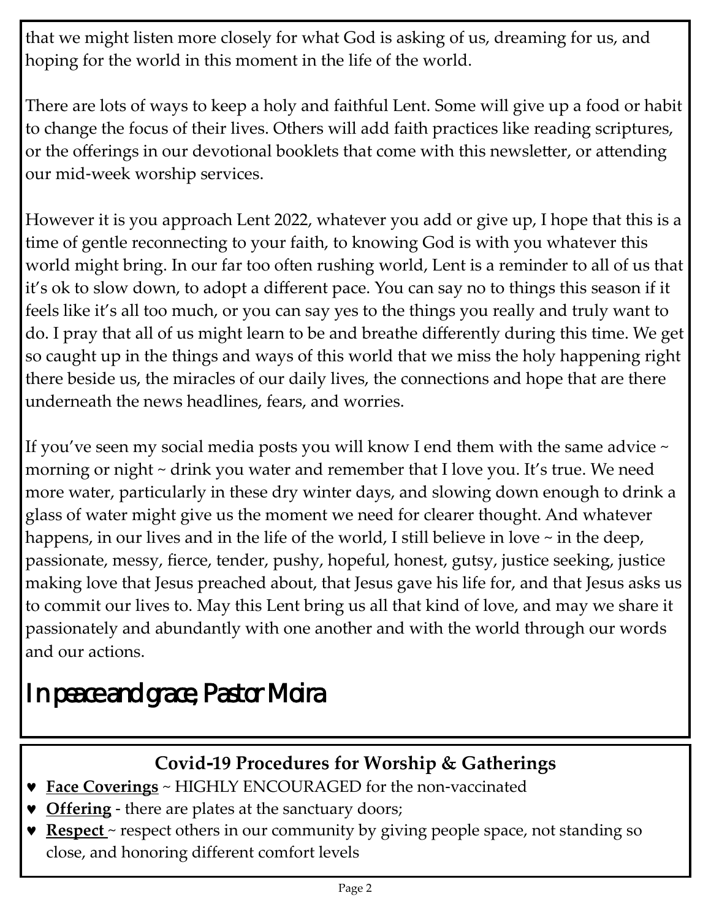that we might listen more closely for what God is asking of us, dreaming for us, and hoping for the world in this moment in the life of the world.

There are lots of ways to keep a holy and faithful Lent. Some will give up a food or habit to change the focus of their lives. Others will add faith practices like reading scriptures, or the offerings in our devotional booklets that come with this newsletter, or attending our mid-week worship services.

However it is you approach Lent 2022, whatever you add or give up, I hope that this is a time of gentle reconnecting to your faith, to knowing God is with you whatever this world might bring. In our far too often rushing world, Lent is a reminder to all of us that it's ok to slow down, to adopt a different pace. You can say no to things this season if it feels like it's all too much, or you can say yes to the things you really and truly want to do. I pray that all of us might learn to be and breathe differently during this time. We get so caught up in the things and ways of this world that we miss the holy happening right there beside us, the miracles of our daily lives, the connections and hope that are there underneath the news headlines, fears, and worries.

If you've seen my social media posts you will know I end them with the same advice ~ morning or night ~ drink you water and remember that I love you. It's true. We need more water, particularly in these dry winter days, and slowing down enough to drink a glass of water might give us the moment we need for clearer thought. And whatever happens, in our lives and in the life of the world, I still believe in love ~ in the deep, passionate, messy, fierce, tender, pushy, hopeful, honest, gutsy, justice seeking, justice making love that Jesus preached about, that Jesus gave his life for, and that Jesus asks us to commit our lives to. May this Lent bring us all that kind of love, and may we share it passionately and abundantly with one another and with the world through our words and our actions.

In peace and grace, Pastor Moira

## Covid-19 Procedures for Worship & Gatherings

- **Face Coverings** ~ HIGHLY ENCOURAGED for the non-vaccinated
- **Offering** - there are plates at the sanctuary doors;
- **Respect** ~ respect others in our community by giving people space, not standing so close, and honoring different comfort levels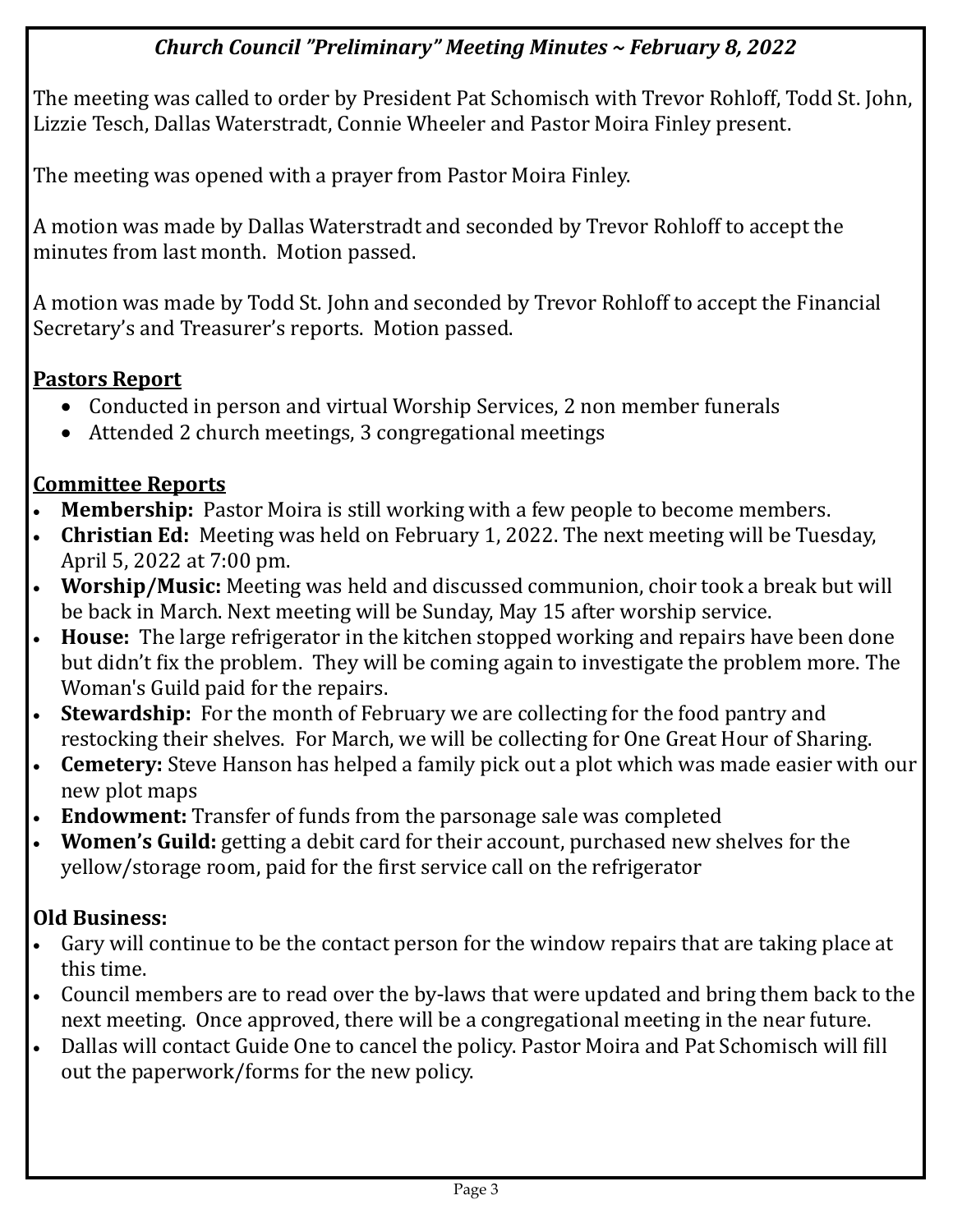## *Church Council "Preliminary" Meeting Minutes ~ February 8, 2022*

The meeting was called to order by President Pat Schomisch with Trevor Rohloff, Todd St. John, Lizzie Tesch, Dallas Waterstradt, Connie Wheeler and Pastor Moira Finley present.

The meeting was opened with a prayer from Pastor Moira Finley.

A motion was made by Dallas Waterstradt and seconded by Trevor Rohloff to accept the minutes from last month. Motion passed.

A motion was made by Todd St. John and seconded by Trevor Rohloff to accept the Financial Secretary's and Treasurer's reports. Motion passed.

### Pastors Report

- Conducted in person and virtual Worship Services, 2 non member funerals
- Attended 2 church meetings, 3 congregational meetings

### Committee Reports

- **Membership:** Pastor Moira is still working with a few people to become members.
- **Christian Ed:** Meeting was held on February 1, 2022. The next meeting will be Tuesday, April 5, 2022 at 7:00 pm.
- **Worship/Music:** Meeting was held and discussed communion, choir took a break but will be back in March. Next meeting will be Sunday, May 15 after worship service.
- **House:** The large refrigerator in the kitchen stopped working and repairs have been done but didn't fix the problem. They will be coming again to investigate the problem more. The Woman's Guild paid for the repairs.
- **Stewardship:** For the month of February we are collecting for the food pantry and restocking their shelves. For March, we will be collecting for One Great Hour of Sharing.
- **Cemetery:** Steve Hanson has helped a family pick out a plot which was made easier with our new plot maps
- **Endowment:** Transfer of funds from the parsonage sale was completed
- **Women's Guild:** getting a debit card for their account, purchased new shelves for the yellow/storage room, paid for the first service call on the refrigerator

### Old Business:

- Gary will continue to be the contact person for the window repairs that are taking place at this time.
- Council members are to read over the by-laws that were updated and bring them back to the next meeting. Once approved, there will be a congregational meeting in the near future.
- Dallas will contact Guide One to cancel the policy. Pastor Moira and Pat Schomisch will fill out the paperwork/forms for the new policy.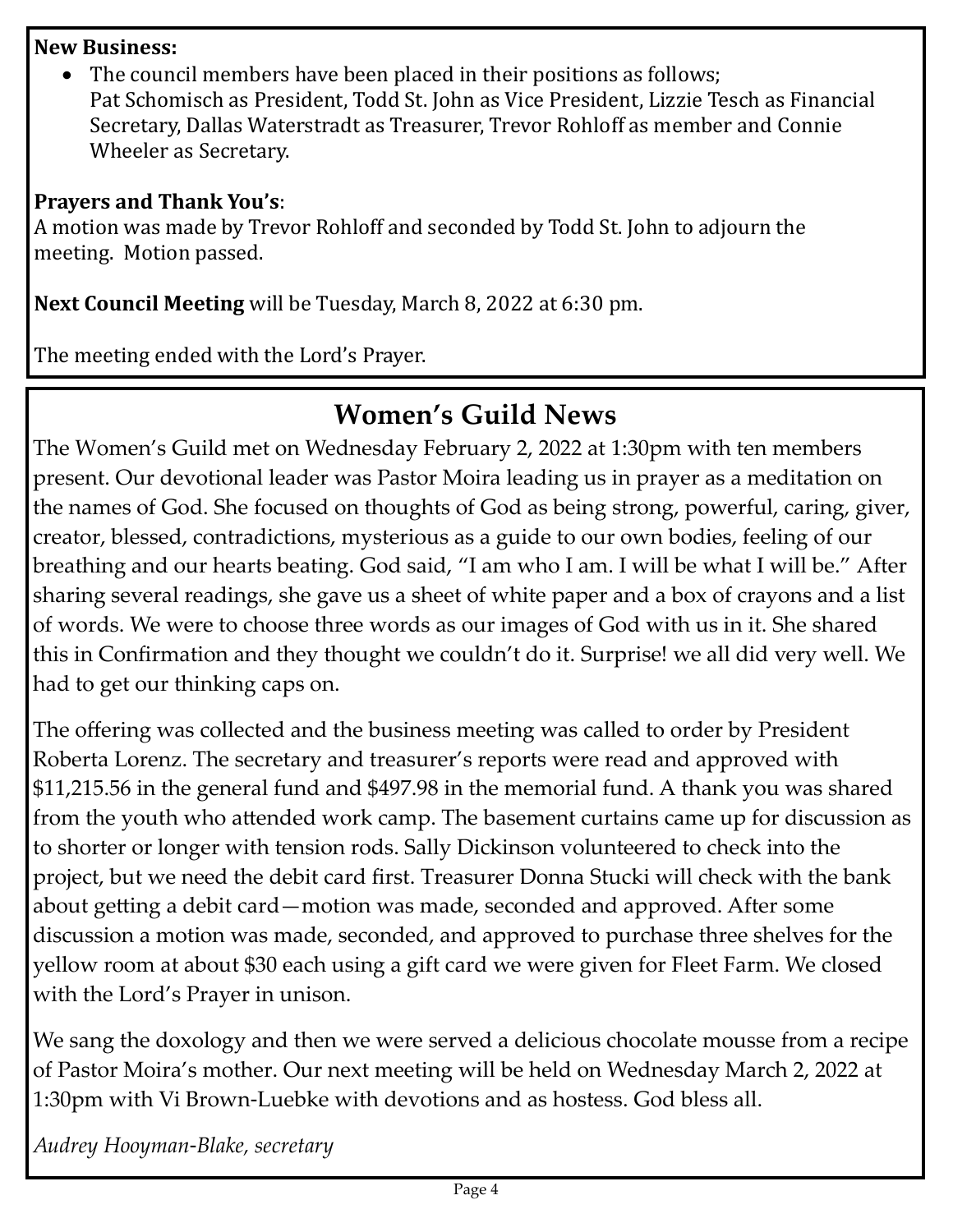**New Business:**

- The council members have been placed in their positions as follows; Pat Schomisch as President, Todd St. John as Vice President, Lizzie Tesch as Financial Secretary, Dallas Waterstradt as Treasurer, Trevor Rohloff as member and Connie Wheeler as Secretary.

**Prayers and Thank You's**:
A motion was made by Trevor Rohloff and seconded by Todd St. John to adjourn the meeting. Motion passed.

**Next Council Meeting** will be Tuesday, March 8, 2022 at 6:30 pm.

The meeting ended with the Lord's Prayer.

## Women's Guild News

The Women's Guild met on Wednesday February 2, 2022 at 1:30pm with ten members present. Our devotional leader was Pastor Moira leading us in prayer as a meditation on the names of God. She focused on thoughts of God as being strong, powerful, caring, giver, creator, blessed, contradictions, mysterious as a guide to our own bodies, feeling of our breathing and our hearts beating. God said, "I am who I am. I will be what I will be." After sharing several readings, she gave us a sheet of white paper and a box of crayons and a list of words. We were to choose three words as our images of God with us in it. She shared this in Confirmation and they thought we couldn't do it. Surprise! we all did very well. We had to get our thinking caps on.

The offering was collected and the business meeting was called to order by President Roberta Lorenz. The secretary and treasurer's reports were read and approved with $11,215.56 in the general fund and $497.98 in the memorial fund. A thank you was shared from the youth who attended work camp. The basement curtains came up for discussion as to shorter or longer with tension rods. Sally Dickinson volunteered to check into the project, but we need the debit card first. Treasurer Donna Stucki will check with the bank about getting a debit card—motion was made, seconded and approved. After some discussion a motion was made, seconded, and approved to purchase three shelves for the yellow room at about $30 each using a gift card we were given for Fleet Farm. We closed with the Lord's Prayer in unison.

We sang the doxology and then we were served a delicious chocolate mousse from a recipe of Pastor Moira's mother. Our next meeting will be held on Wednesday March 2, 2022 at 1:30pm with Vi Brown-Luebke with devotions and as hostess. God bless all.

*Audrey Hooyman-Blake, secretary*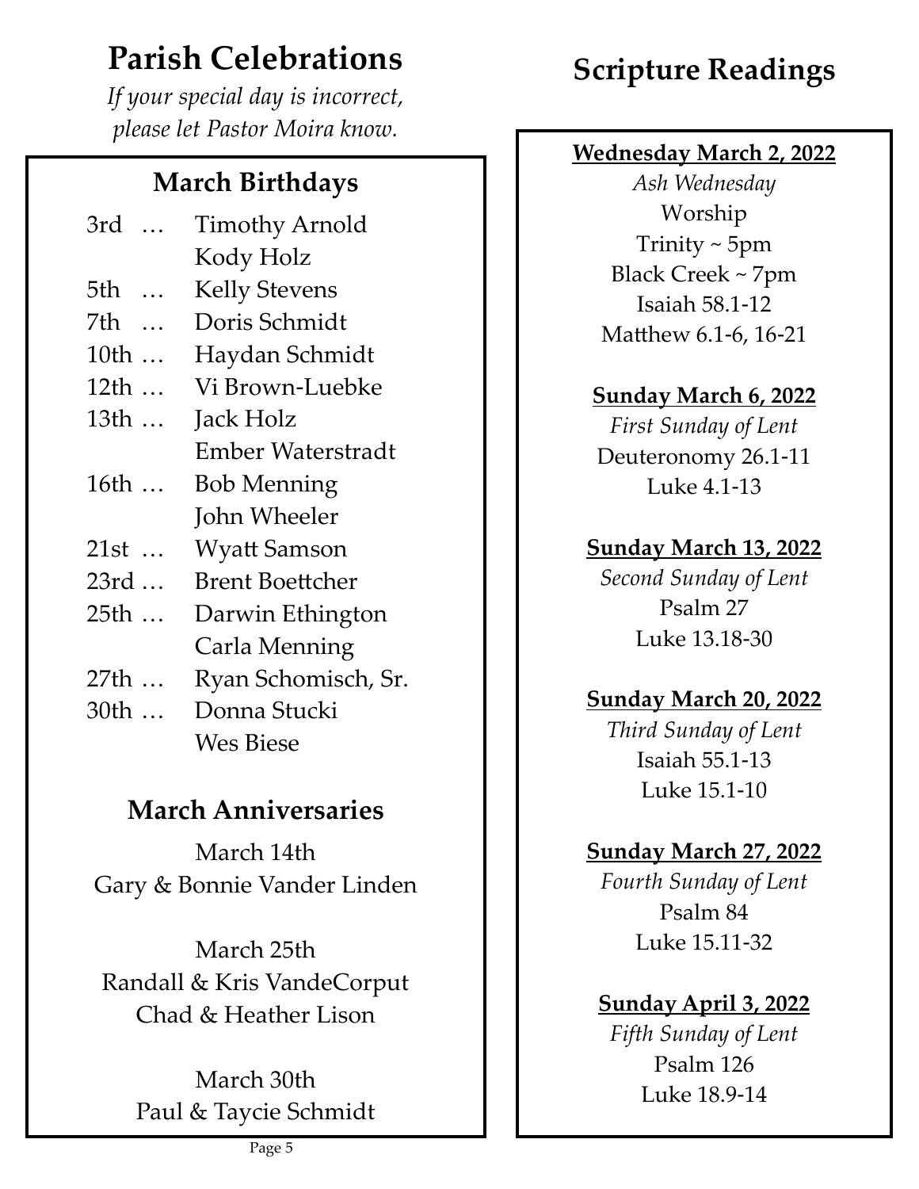# Parish Celebrations

*If your special day is incorrect, please let Pastor Moira know.*

## March Birthdays

3rd … Timothy Arnold
Kody Holz
5th … Kelly Stevens
7th … Doris Schmidt
10th … Haydan Schmidt
12th … Vi Brown-Luebke
13th … Jack Holz
Ember Waterstradt
16th … Bob Menning
John Wheeler
21st … Wyatt Samson
23rd … Brent Boettcher
25th … Darwin Ethington
Carla Menning
27th … Ryan Schomisch, Sr.
30th … Donna Stucki
Wes Biese

## March Anniversaries

March 14th
Gary & Bonnie Vander Linden

March 25th
Randall & Kris VandeCorput
Chad & Heather Lison

March 30th
Paul & Taycie Schmidt

# Scripture Readings

**Wednesday March 2, 2022**
*Ash Wednesday*
Worship
Trinity ~ 5pm
Black Creek ~ 7pm
Isaiah 58.1-12
Matthew 6.1-6, 16-21

**Sunday March 6, 2022**
*First Sunday of Lent*
Deuteronomy 26.1-11
Luke 4.1-13

**Sunday March 13, 2022**
*Second Sunday of Lent*
Psalm 27
Luke 13.18-30

**Sunday March 20, 2022**
*Third Sunday of Lent*
Isaiah 55.1-13
Luke 15.1-10

**Sunday March 27, 2022**
*Fourth Sunday of Lent*
Psalm 84
Luke 15.11-32

**Sunday April 3, 2022**
*Fifth Sunday of Lent*
Psalm 126
Luke 18.9-14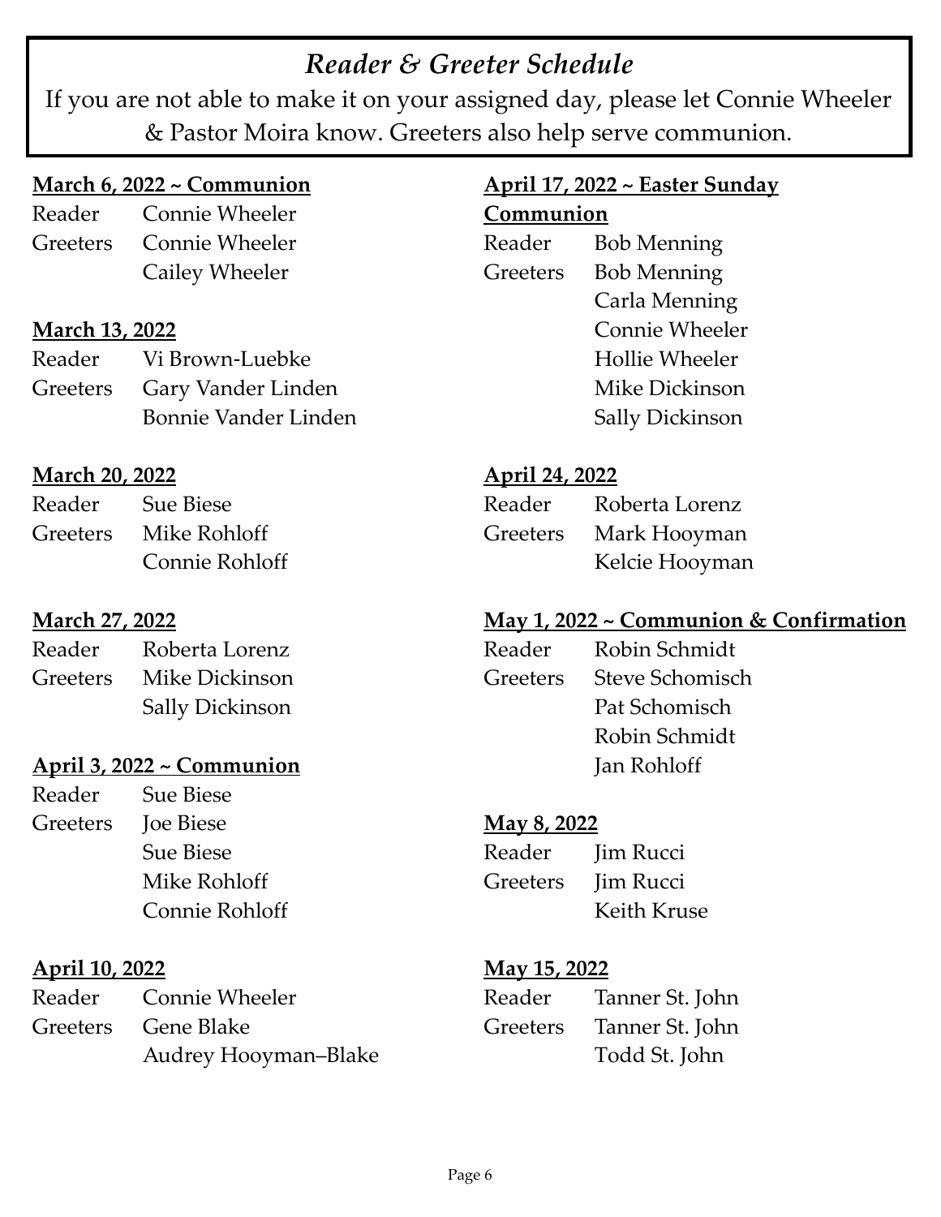# *Reader & Greeter Schedule*

If you are not able to make it on your assigned day, please let Connie Wheeler & Pastor Moira know. Greeters also help serve communion.

**March 6, 2022 ~ Communion**

Reader Connie Wheeler
Greeters Connie Wheeler
Cailey Wheeler

**March 13, 2022**

Reader Vi Brown-Luebke
Greeters Gary Vander Linden
Bonnie Vander Linden

**March 20, 2022**

Reader Sue Biese
Greeters Mike Rohloff
Connie Rohloff

**March 27, 2022**

Reader Roberta Lorenz
Greeters Mike Dickinson
Sally Dickinson

**April 3, 2022 ~ Communion**

Reader Sue Biese
Greeters Joe Biese
Sue Biese
Mike Rohloff
Connie Rohloff

**April 10, 2022**

Reader Connie Wheeler
Greeters Gene Blake
Audrey Hooyman–Blake

**April 17, 2022 ~ Easter Sunday Communion**

Reader Bob Menning
Greeters Bob Menning
Carla Menning
Connie Wheeler
Hollie Wheeler
Mike Dickinson
Sally Dickinson

**April 24, 2022**

Reader Roberta Lorenz
Greeters Mark Hooyman
Kelcie Hooyman

**May 1, 2022 ~ Communion & Confirmation**

Reader Robin Schmidt
Greeters Steve Schomisch
Pat Schomisch
Robin Schmidt
Jan Rohloff

**May 8, 2022**

Reader Jim Rucci
Greeters Jim Rucci
Keith Kruse

**May 15, 2022**

Reader Tanner St. John
Greeters Tanner St. John
Todd St. John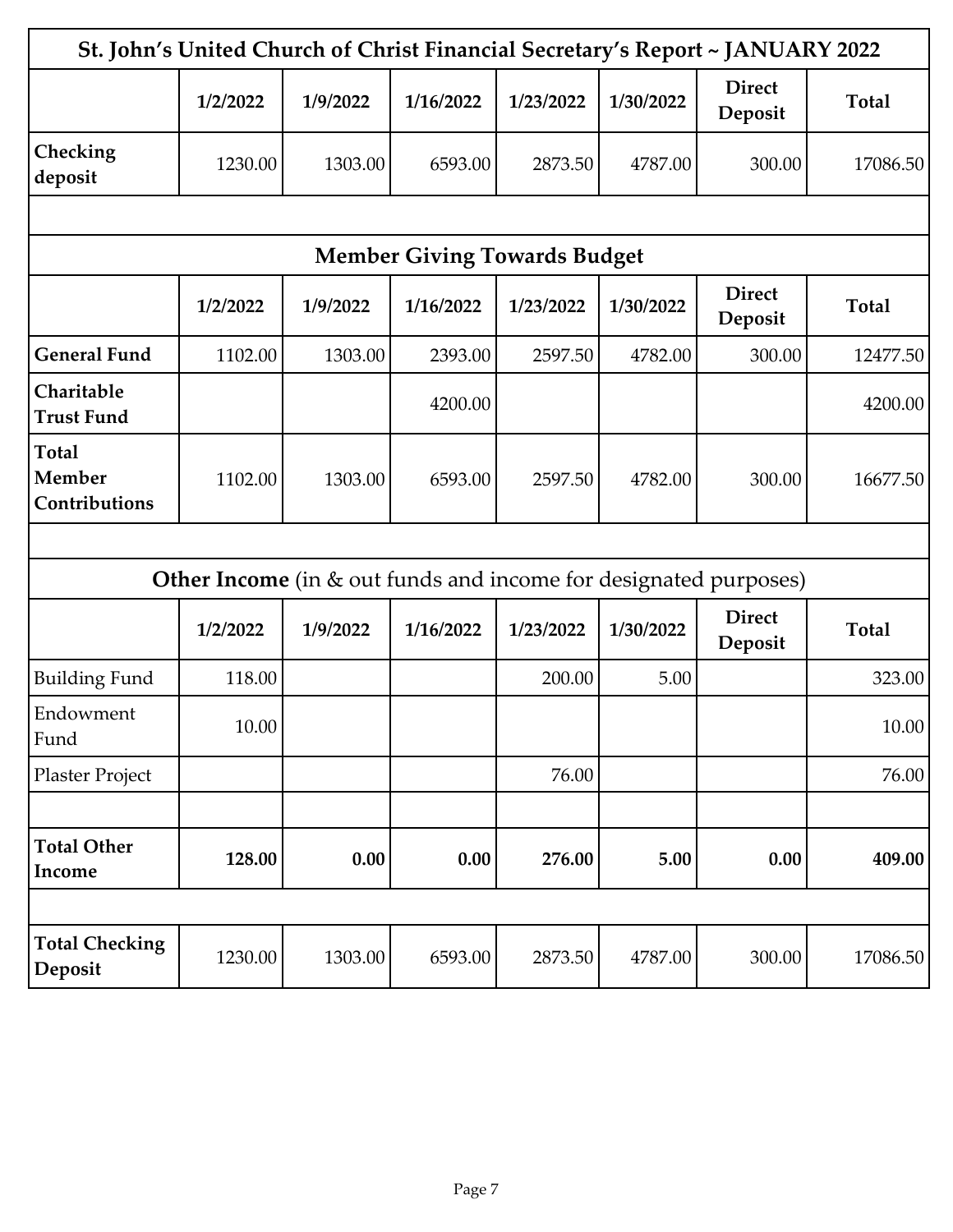# St. John's United Church of Christ Financial Secretary's Report ~ JANUARY 2022

| | 1/2/2022 | 1/9/2022 | 1/16/2022 | 1/23/2022 | 1/30/2022 | Direct Deposit | Total |
|---|---|---|---|---|---|---|---|
| **Checking deposit** | 1230.00 | 1303.00 | 6593.00 | 2873.50 | 4787.00 | 300.00 | 17086.50 |

## Member Giving Towards Budget

| | 1/2/2022 | 1/9/2022 | 1/16/2022 | 1/23/2022 | 1/30/2022 | Direct Deposit | Total |
|---|---|---|---|---|---|---|---|
| **General Fund** | 1102.00 | 1303.00 | 2393.00 | 2597.50 | 4782.00 | 300.00 | 12477.50 |
| **Charitable Trust Fund** | | | 4200.00 | | | | 4200.00 |
| **Total Member Contributions** | 1102.00 | 1303.00 | 6593.00 | 2597.50 | 4782.00 | 300.00 | 16677.50 |

## **Other Income** (in & out funds and income for designated purposes)

| | 1/2/2022 | 1/9/2022 | 1/16/2022 | 1/23/2022 | 1/30/2022 | Direct Deposit | Total |
|---|---|---|---|---|---|---|---|
| Building Fund | 118.00 | | | 200.00 | 5.00 | | 323.00 |
| Endowment Fund | 10.00 | | | | | | 10.00 |
| Plaster Project | | | | 76.00 | | | 76.00 |
| | | | | | | | |
| **Total Other Income** | **128.00** | **0.00** | **0.00** | **276.00** | **5.00** | **0.00** | **409.00** |

| | 1/2/2022 | 1/9/2022 | 1/16/2022 | 1/23/2022 | 1/30/2022 | Direct Deposit | Total |
|---|---|---|---|---|---|---|---|
| **Total Checking Deposit** | 1230.00 | 1303.00 | 6593.00 | 2873.50 | 4787.00 | 300.00 | 17086.50 |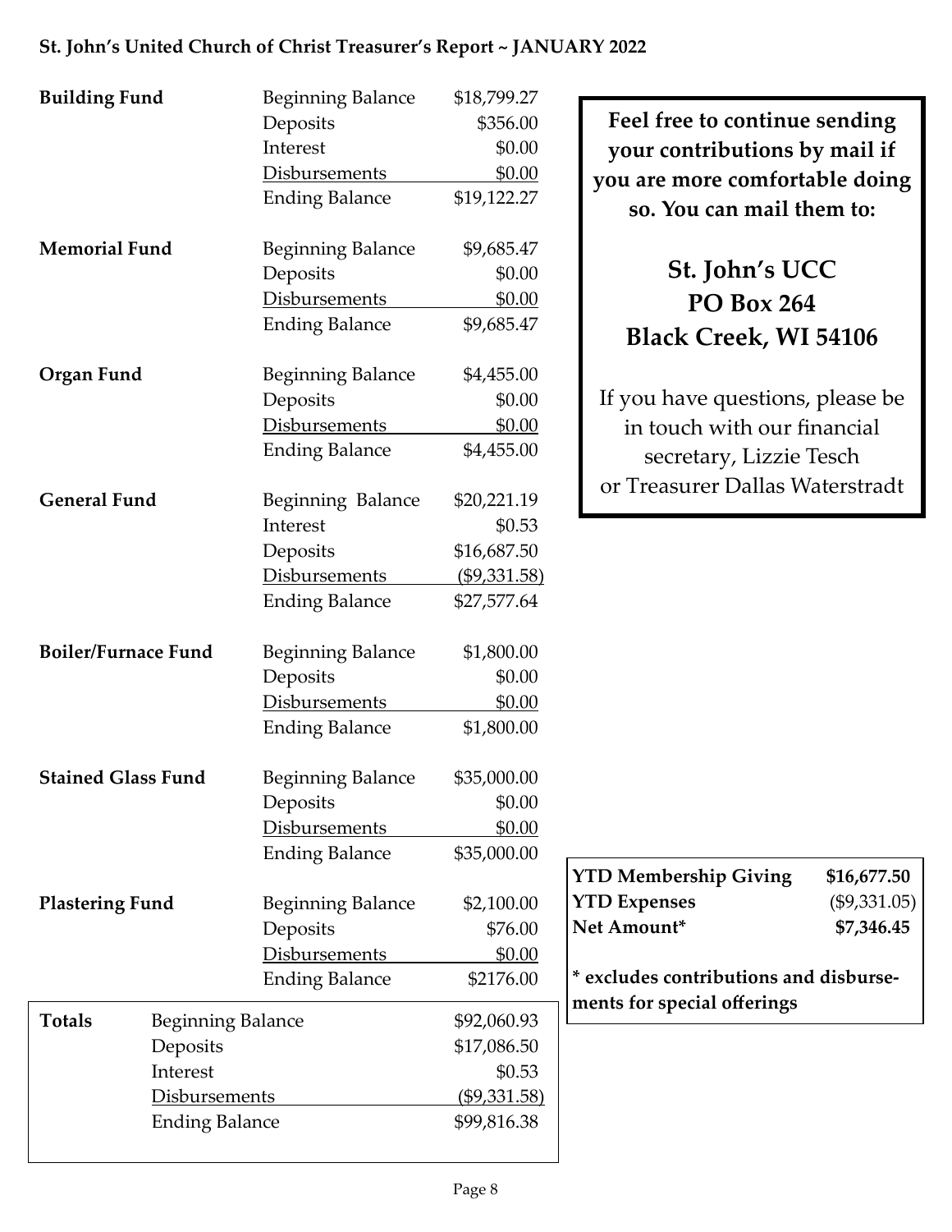**St. John's United Church of Christ Treasurer's Report ~ JANUARY 2022**

| Fund | Item | Amount |
|---|---|---|
| **Building Fund** | Beginning Balance | $18,799.27 |
| | Deposits | $356.00 |
| | Interest | $0.00 |
| | Disbursements | $0.00 |
| | Ending Balance | $19,122.27 |
| **Memorial Fund** | Beginning Balance | $9,685.47 |
| | Deposits | $0.00 |
| | Disbursements | $0.00 |
| | Ending Balance | $9,685.47 |
| **Organ Fund** | Beginning Balance | $4,455.00 |
| | Deposits | $0.00 |
| | Disbursements | $0.00 |
| | Ending Balance | $4,455.00 |
| **General Fund** | Beginning Balance | $20,221.19 |
| | Interest | $0.53 |
| | Deposits | $16,687.50 |
| | Disbursements | ($9,331.58) |
| | Ending Balance | $27,577.64 |
| **Boiler/Furnace Fund** | Beginning Balance | $1,800.00 |
| | Deposits | $0.00 |
| | Disbursements | $0.00 |
| | Ending Balance | $1,800.00 |
| **Stained Glass Fund** | Beginning Balance | $35,000.00 |
| | Deposits | $0.00 |
| | Disbursements | $0.00 |
| | Ending Balance | $35,000.00 |
| **Plastering Fund** | Beginning Balance | $2,100.00 |
| | Deposits | $76.00 |
| | Disbursements | $0.00 |
| | Ending Balance | $2176.00 |

| **Totals** | | |
|---|---|---|
| | Beginning Balance | $92,060.93 |
| | Deposits | $17,086.50 |
| | Interest | $0.53 |
| | Disbursements | ($9,331.58) |
| | Ending Balance | $99,816.38 |

**Feel free to continue sending your contributions by mail if you are more comfortable doing so. You can mail them to:**

**St. John's UCC**
**PO Box 264**
**Black Creek, WI 54106**

If you have questions, please be in touch with our financial secretary, Lizzie Tesch or Treasurer Dallas Waterstradt

| | |
|---|---|
| **YTD Membership Giving** | **$16,677.50** |
| **YTD Expenses** | ($9,331.05) |
| **Net Amount*** | **$7,346.45** |

**\* excludes contributions and disbursements for special offerings**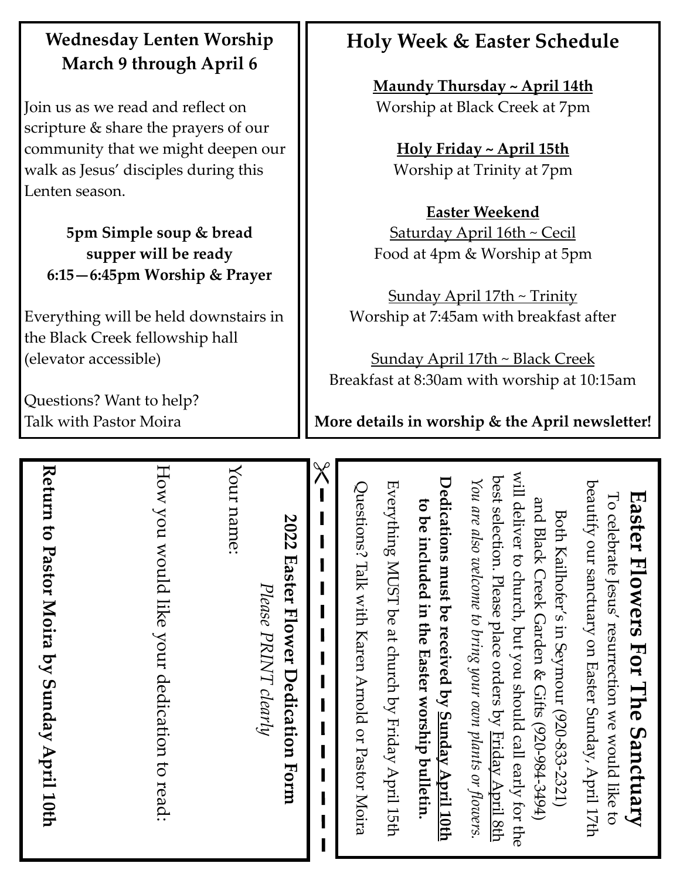## Wednesday Lenten Worship
## March 9 through April 6

Join us as we read and reflect on scripture & share the prayers of our community that we might deepen our walk as Jesus' disciples during this Lenten season.

**5pm Simple soup & bread supper will be ready**
**6:15—6:45pm Worship & Prayer**

Everything will be held downstairs in the Black Creek fellowship hall (elevator accessible)

Questions? Want to help?
Talk with Pastor Moira

## Holy Week & Easter Schedule

**Maundy Thursday ~ April 14th**
Worship at Black Creek at 7pm

**Holy Friday ~ April 15th**
Worship at Trinity at 7pm

**Easter Weekend**

Saturday April 16th ~ Cecil
Food at 4pm & Worship at 5pm

Sunday April 17th ~ Trinity
Worship at 7:45am with breakfast after

Sunday April 17th ~ Black Creek
Breakfast at 8:30am with worship at 10:15am

**More details in worship & the April newsletter!**

## Easter Flowers For The Sanctuary

To celebrate Jesus' resurrection we would like to beautify our sanctuary on Easter Sunday, April 17th

Both Kailhofer's in Seymour (920-833-2321) and Black Creek Garden & Gifts (920-984-3494) will deliver to church, but you should call early for the best selection. Please place orders by Friday April 8th

*You are also welcome to bring your own plants or flowers.*

**Dedications must be received by Sunday April 10th to be included in the Easter worship bulletin.**

Everything MUST be at church by Friday April 15th

Questions? Talk with Karen Arnold or Pastor Moira

✂ - - - - - - - - - - - - - - - - - -

### 2022 Easter Flower Dedication Form

*Please PRINT clearly*

Your name:

How you would like your dedication to read:

**Return to Pastor Moira by Sunday April 10th**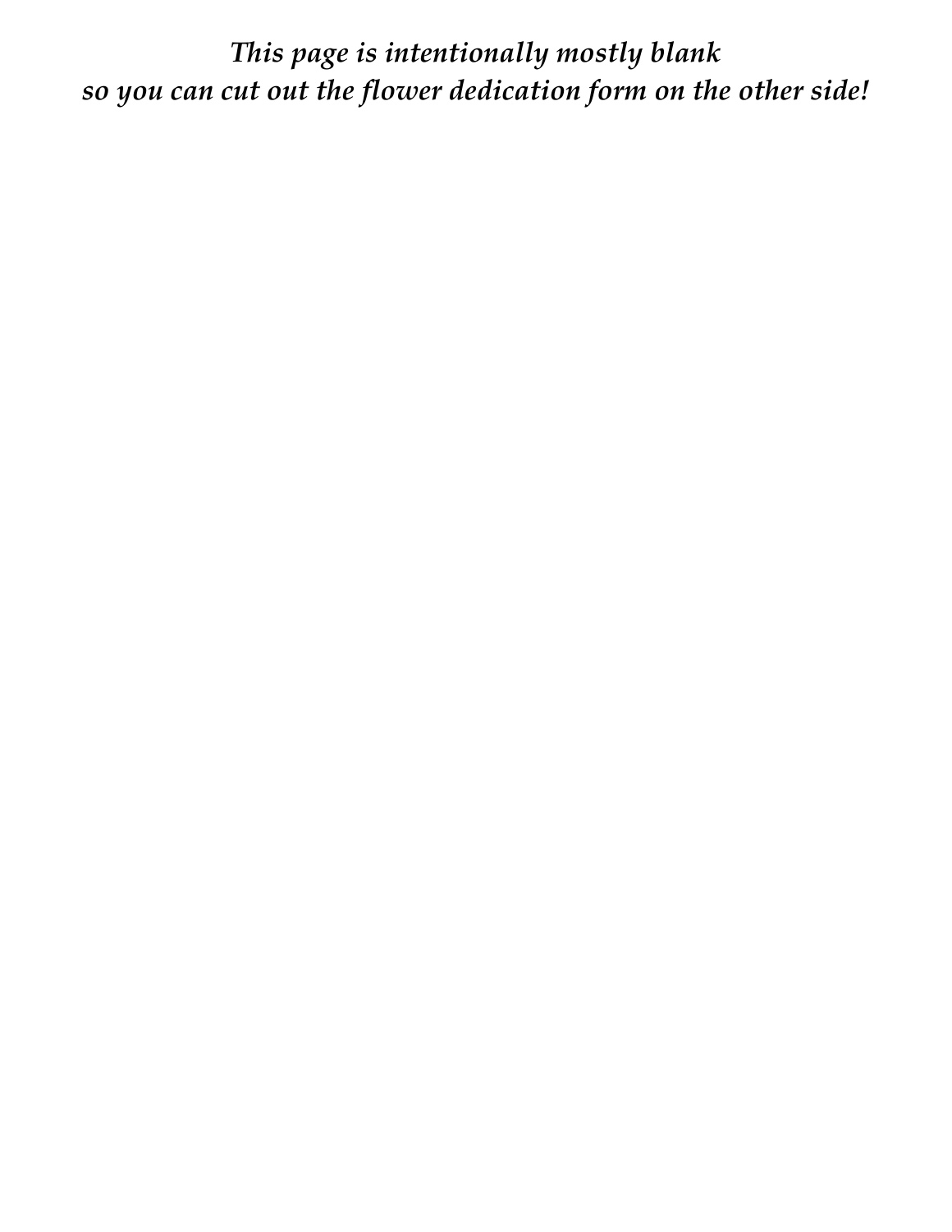*This page is intentionally mostly blank*
*so you can cut out the flower dedication form on the other side!*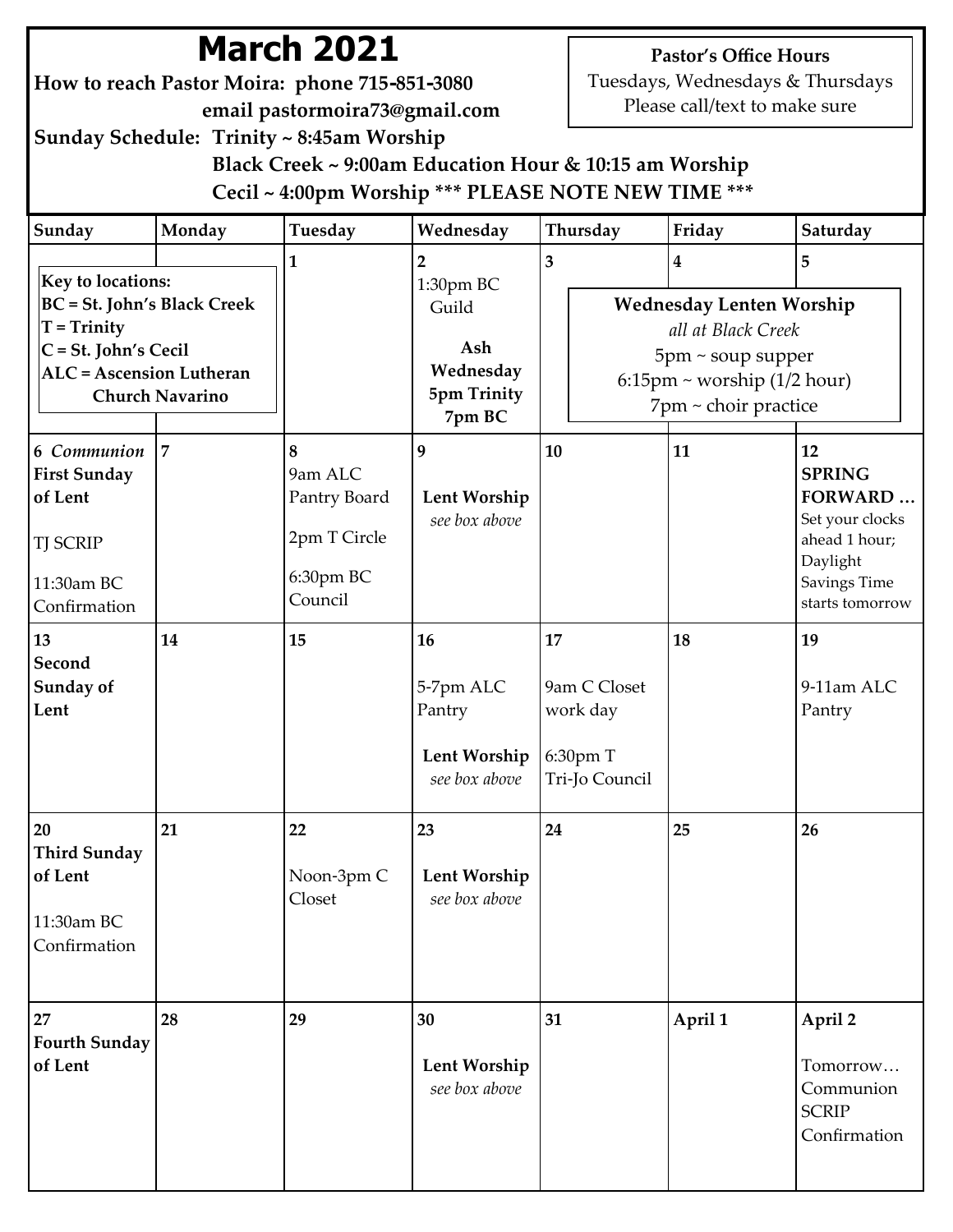# March 2021

**How to reach Pastor Moira: phone 715-851-3080**
**email pastormoira73@gmail.com**

**Sunday Schedule: Trinity ~ 8:45am Worship**
**Black Creek ~ 9:00am Education Hour & 10:15 am Worship**
**Cecil ~ 4:00pm Worship *** PLEASE NOTE NEW TIME *****

**Pastor's Office Hours**
Tuesdays, Wednesdays & Thursdays
Please call/text to make sure

**Key to locations:**
**BC = St. John's Black Creek**
**T = Trinity**
**C = St. John's Cecil**
**ALC = Ascension Lutheran Church Navarino**

**Wednesday Lenten Worship**
*all at Black Creek*
5pm ~ soup supper
6:15pm ~ worship (1/2 hour)
7pm ~ choir practice

| Sunday | Monday | Tuesday | Wednesday | Thursday | Friday | Saturday |
|---|---|---|---|---|---|---|
| | | 1 | 2<br>1:30pm BC Guild<br>**Ash Wednesday 5pm Trinity 7pm BC** | 3 | 4 | 5 |
| 6 *Communion*<br>**First Sunday of Lent**<br>TJ SCRIP<br>11:30am BC Confirmation | 7 | 8<br>9am ALC Pantry Board<br>2pm T Circle<br>6:30pm BC Council | 9<br>**Lent Worship**<br>*see box above* | 10 | 11 | 12<br>**SPRING FORWARD …**<br>Set your clocks ahead 1 hour; Daylight Savings Time starts tomorrow |
| 13<br>**Second Sunday of Lent** | 14 | 15 | 16<br>5-7pm ALC Pantry<br>**Lent Worship**<br>*see box above* | 17<br>9am C Closet work day<br>6:30pm T Tri-Jo Council | 18 | 19<br>9-11am ALC Pantry |
| 20<br>**Third Sunday of Lent**<br>11:30am BC Confirmation | 21 | 22<br>Noon-3pm C Closet | 23<br>**Lent Worship**<br>*see box above* | 24 | 25 | 26 |
| 27<br>**Fourth Sunday of Lent** | 28 | 29 | 30<br>**Lent Worship**<br>*see box above* | 31 | April 1 | April 2<br>Tomorrow… Communion SCRIP Confirmation |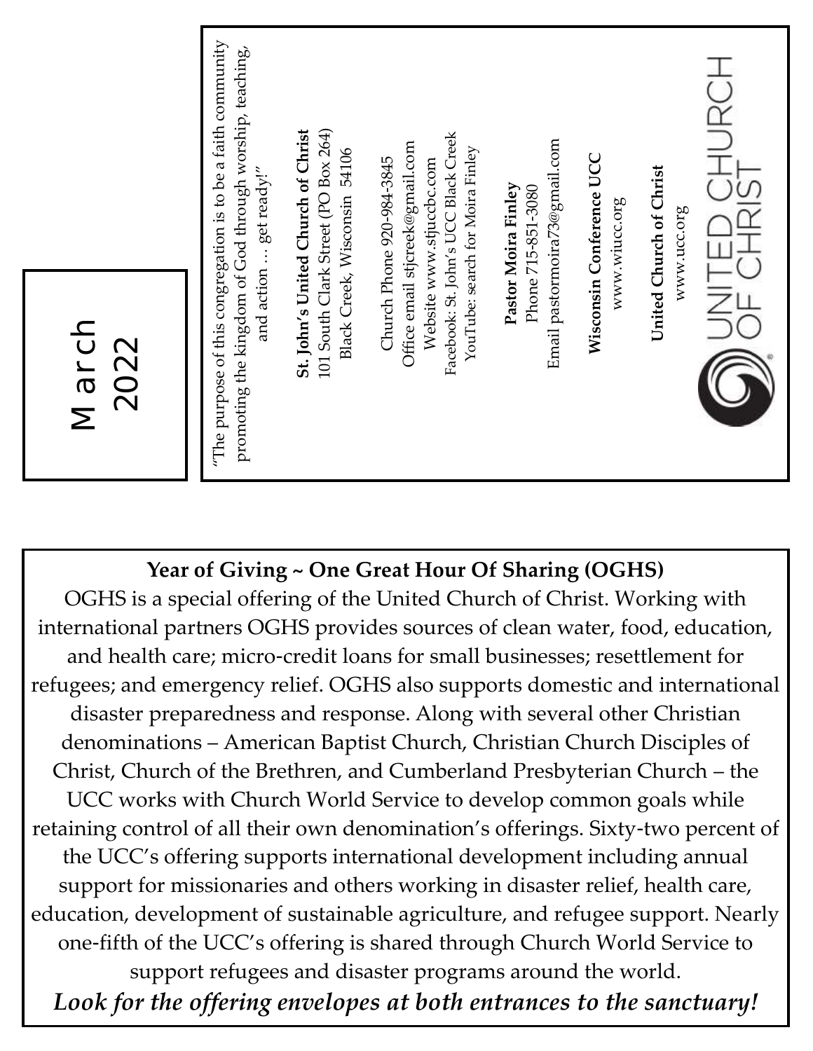March 2022

"The purpose of this congregation is to be a faith community promoting the kingdom of God through worship, teaching, and action … get ready!"

**St. John's United Church of Christ**
101 South Clark Street (PO Box 264)
Black Creek, Wisconsin 54106

Church Phone 920-984-3845
Office email stjcreek@gmail.com
Website www.stjuccbc.com
Facebook: St. John's UCC Black Creek
YouTube: search for Moira Finley

**Pastor Moira Finley**
Phone 715-851-3080
Email pastormoira73@gmail.com

**Wisconsin Conference UCC**
www.wiucc.org

**United Church of Christ**
www.ucc.org

UNITED CHURCH OF CHRIST

## Year of Giving ~ One Great Hour Of Sharing (OGHS)

OGHS is a special offering of the United Church of Christ. Working with international partners OGHS provides sources of clean water, food, education, and health care; micro-credit loans for small businesses; resettlement for refugees; and emergency relief. OGHS also supports domestic and international disaster preparedness and response. Along with several other Christian denominations – American Baptist Church, Christian Church Disciples of Christ, Church of the Brethren, and Cumberland Presbyterian Church – the UCC works with Church World Service to develop common goals while retaining control of all their own denomination's offerings. Sixty-two percent of the UCC's offering supports international development including annual support for missionaries and others working in disaster relief, health care, education, development of sustainable agriculture, and refugee support. Nearly one-fifth of the UCC's offering is shared through Church World Service to support refugees and disaster programs around the world.

***Look for the offering envelopes at both entrances to the sanctuary!***